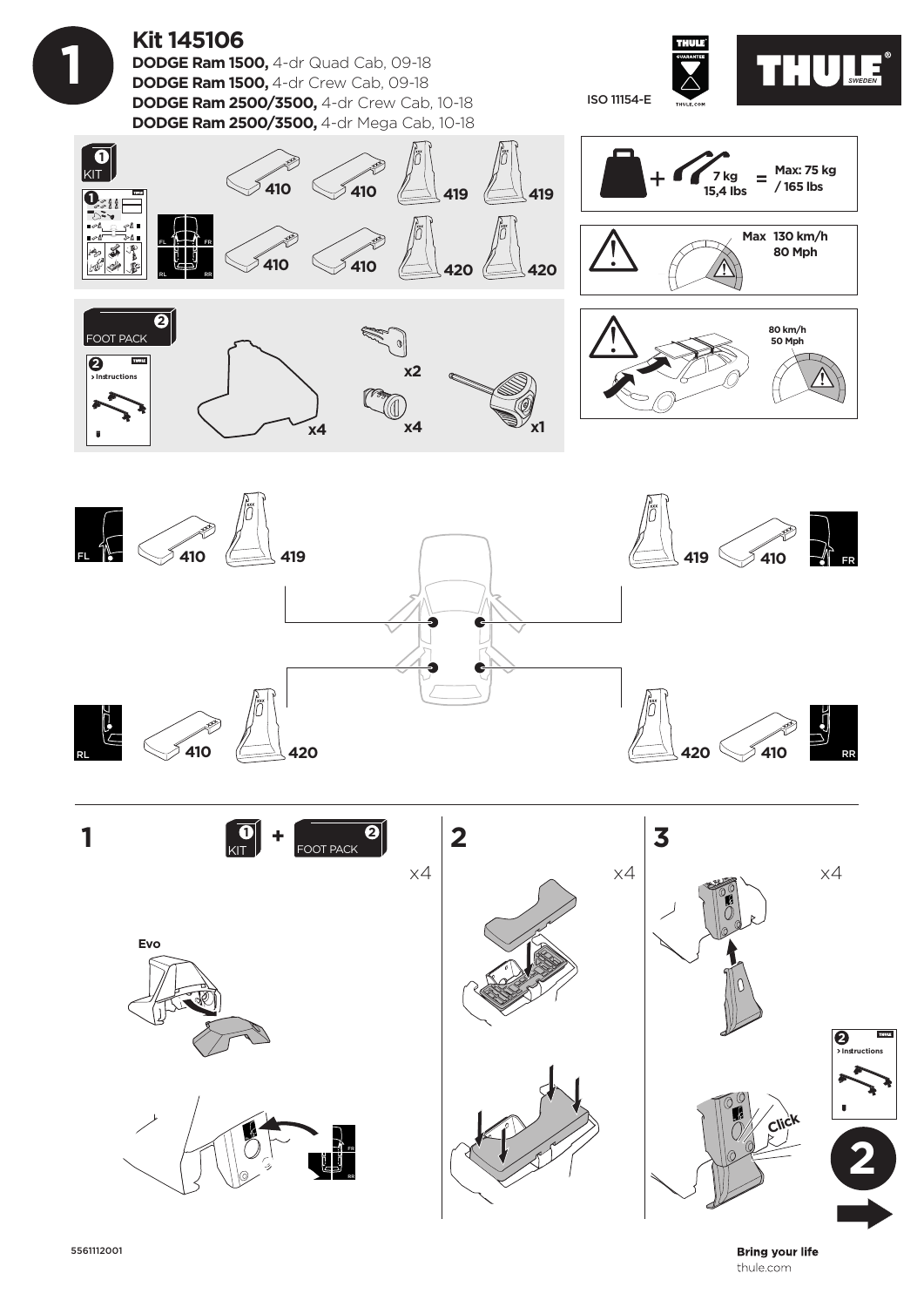# Kit 145106

**DODGE Ram 1500,** 4-dr Quad Cab, 09-18
**DODGE Ram 1500,** 4-dr Crew Cab, 09-18
**DODGE Ram 2500/3500,** 4-dr Crew Cab, 10-18
**DODGE Ram 2500/3500,** 4-dr Mega Cab, 10-18

ISO 11154-E

1 KIT

410 410 419 419
410 410 420 420

2 FOOT PACK

x4 x2 x4 x1

+ 7 kg 15,4 lbs = Max: 75 kg / 165 lbs

Max 130 km/h 80 Mph

80 km/h 50 Mph

FL 410 419
FR 419 410
RL 410 420
RR 420 410

**1** 1 KIT + 2 FOOT PACK x4

Evo

**2** x4

**3** x4

Click

5561112001

**Bring your life**
thule.com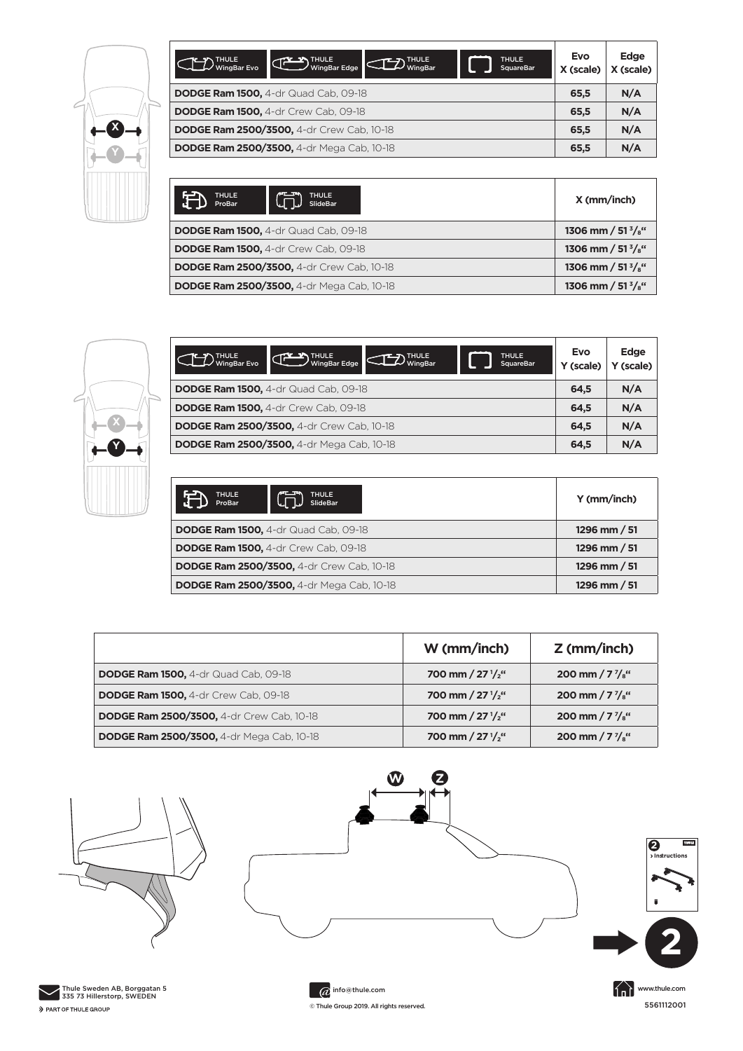| THULE WingBar Evo · THULE WingBar Edge · THULE WingBar · THULE SquareBar | Evo X (scale) | Edge X (scale) |
|---|---|---|
| **DODGE Ram 1500,** 4-dr Quad Cab, 09-18 | 65,5 | N/A |
| **DODGE Ram 1500,** 4-dr Crew Cab, 09-18 | 65,5 | N/A |
| **DODGE Ram 2500/3500,** 4-dr Crew Cab, 10-18 | 65,5 | N/A |
| **DODGE Ram 2500/3500,** 4-dr Mega Cab, 10-18 | 65,5 | N/A |

| THULE ProBar · THULE SlideBar | X (mm/inch) |
|---|---|
| **DODGE Ram 1500,** 4-dr Quad Cab, 09-18 | 1306 mm / 51 3/8" |
| **DODGE Ram 1500,** 4-dr Crew Cab, 09-18 | 1306 mm / 51 3/8" |
| **DODGE Ram 2500/3500,** 4-dr Crew Cab, 10-18 | 1306 mm / 51 3/8" |
| **DODGE Ram 2500/3500,** 4-dr Mega Cab, 10-18 | 1306 mm / 51 3/8" |

| THULE WingBar Evo · THULE WingBar Edge · THULE WingBar · THULE SquareBar | Evo Y (scale) | Edge Y (scale) |
|---|---|---|
| **DODGE Ram 1500,** 4-dr Quad Cab, 09-18 | 64,5 | N/A |
| **DODGE Ram 1500,** 4-dr Crew Cab, 09-18 | 64,5 | N/A |
| **DODGE Ram 2500/3500,** 4-dr Crew Cab, 10-18 | 64,5 | N/A |
| **DODGE Ram 2500/3500,** 4-dr Mega Cab, 10-18 | 64,5 | N/A |

| THULE ProBar · THULE SlideBar | Y (mm/inch) |
|---|---|
| **DODGE Ram 1500,** 4-dr Quad Cab, 09-18 | 1296 mm / 51 |
| **DODGE Ram 1500,** 4-dr Crew Cab, 09-18 | 1296 mm / 51 |
| **DODGE Ram 2500/3500,** 4-dr Crew Cab, 10-18 | 1296 mm / 51 |
| **DODGE Ram 2500/3500,** 4-dr Mega Cab, 10-18 | 1296 mm / 51 |

| | W (mm/inch) | Z (mm/inch) |
|---|---|---|
| **DODGE Ram 1500,** 4-dr Quad Cab, 09-18 | 700 mm / 27 1/2" | 200 mm / 7 7/8" |
| **DODGE Ram 1500,** 4-dr Crew Cab, 09-18 | 700 mm / 27 1/2" | 200 mm / 7 7/8" |
| **DODGE Ram 2500/3500,** 4-dr Crew Cab, 10-18 | 700 mm / 27 1/2" | 200 mm / 7 7/8" |
| **DODGE Ram 2500/3500,** 4-dr Mega Cab, 10-18 | 700 mm / 27 1/2" | 200 mm / 7 7/8" |

W Z

2 > Instructions

2

Thule Sweden AB, Borggatan 5
335 73 Hillerstorp, SWEDEN
PART OF THULE GROUP

info@thule.com

© Thule Group 2019. All rights reserved.

www.thule.com

5561112001